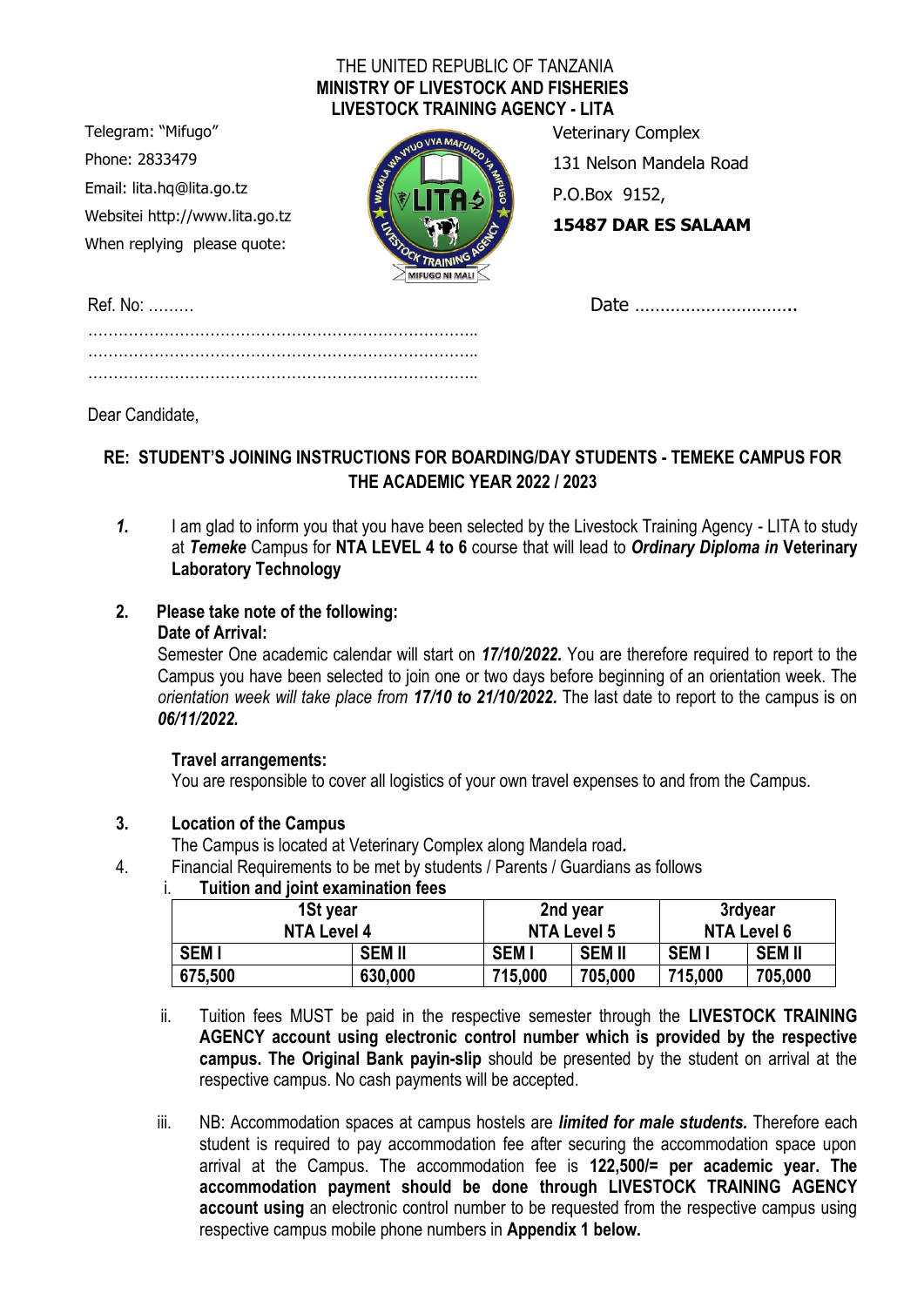THE UNITED REPUBLIC OF TANZANIA
**MINISTRY OF LIVESTOCK AND FISHERIES**
**LIVESTOCK TRAINING AGENCY - LITA**

Telegram: "Mifugo"
Phone: 2833479
Email: lita.hq@lita.go.tz
Websitei http://www.lita.go.tz
When replying please quote:

Veterinary Complex
131 Nelson Mandela Road
P.O.Box 9152,
**15487 DAR ES SALAAM**

Ref. No: ……… Date …………………………..

……………………………………………………………………..
……………………………………………………………………..
……………………………………………………………………..

Dear Candidate,

**RE: STUDENT'S JOINING INSTRUCTIONS FOR BOARDING/DAY STUDENTS - TEMEKE CAMPUS FOR THE ACADEMIC YEAR 2022 / 2023**

***1.*** I am glad to inform you that you have been selected by the Livestock Training Agency - LITA to study at ***Temeke*** Campus for **NTA LEVEL 4 to 6** course that will lead to ***Ordinary Diploma in* Veterinary Laboratory Technology**

**2. Please take note of the following:**

**Date of Arrival:**

Semester One academic calendar will start on ***17/10/2022.*** You are therefore required to report to the Campus you have been selected to join one or two days before beginning of an orientation week. The *orientation week will take place from* ***17/10 to 21/10/2022.*** The last date to report to the campus is on ***06/11/2022.***

**Travel arrangements:**

You are responsible to cover all logistics of your own travel expenses to and from the Campus.

**3. Location of the Campus**

The Campus is located at Veterinary Complex along Mandela road***.***

4. Financial Requirements to be met by students / Parents / Guardians as follows

i. **Tuition and joint examination fees**

| 1St year NTA Level 4 | | 2nd year NTA Level 5 | | 3rdyear NTA Level 6 | |
|---|---|---|---|---|---|
| **SEM I** | **SEM II** | **SEM I** | **SEM II** | **SEM I** | **SEM II** |
| **675,500** | **630,000** | **715,000** | **705,000** | **715,000** | **705,000** |

ii. Tuition fees MUST be paid in the respective semester through the **LIVESTOCK TRAINING AGENCY account using electronic control number which is provided by the respective campus. The Original Bank payin-slip** should be presented by the student on arrival at the respective campus. No cash payments will be accepted.

iii. NB: Accommodation spaces at campus hostels are ***limited for male students.*** Therefore each student is required to pay accommodation fee after securing the accommodation space upon arrival at the Campus. The accommodation fee is **122,500/= per academic year. The accommodation payment should be done through LIVESTOCK TRAINING AGENCY account using** an electronic control number to be requested from the respective campus using respective campus mobile phone numbers in **Appendix 1 below.**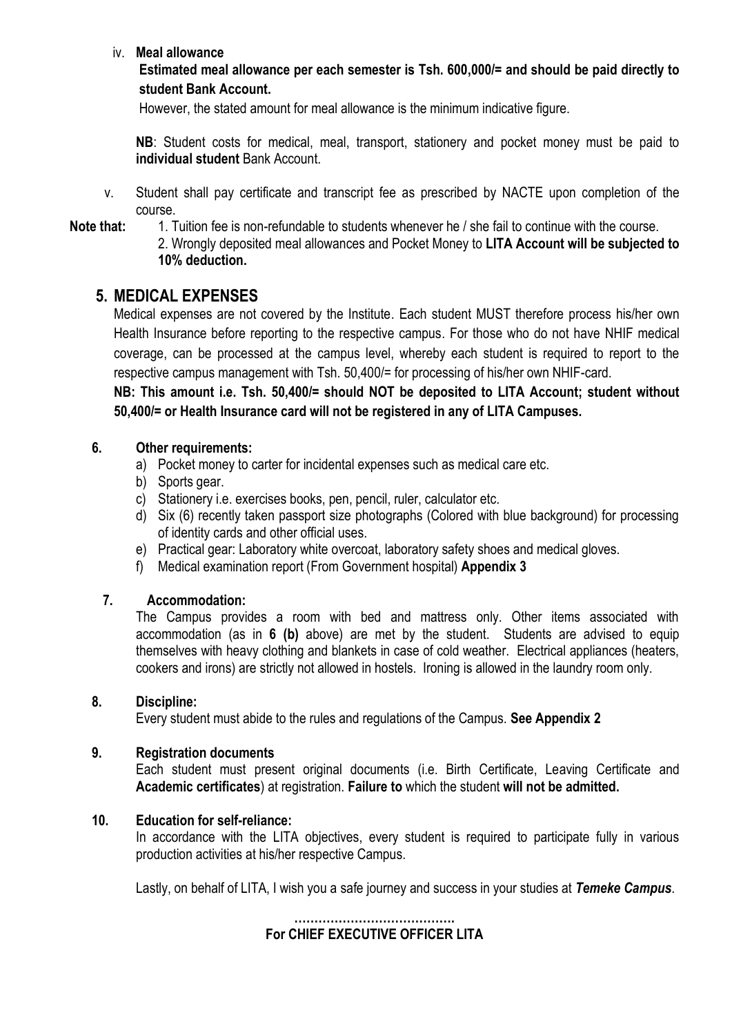iv. **Meal allowance**

**Estimated meal allowance per each semester is Tsh. 600,000/= and should be paid directly to student Bank Account.**

However, the stated amount for meal allowance is the minimum indicative figure.

**NB**: Student costs for medical, meal, transport, stationery and pocket money must be paid to **individual student** Bank Account.

v. Student shall pay certificate and transcript fee as prescribed by NACTE upon completion of the course.

**Note that:** 1. Tuition fee is non-refundable to students whenever he / she fail to continue with the course.
2. Wrongly deposited meal allowances and Pocket Money to **LITA Account will be subjected to 10% deduction.**

## 5. MEDICAL EXPENSES

Medical expenses are not covered by the Institute. Each student MUST therefore process his/her own Health Insurance before reporting to the respective campus. For those who do not have NHIF medical coverage, can be processed at the campus level, whereby each student is required to report to the respective campus management with Tsh. 50,400/= for processing of his/her own NHIF-card.

**NB: This amount i.e. Tsh. 50,400/= should NOT be deposited to LITA Account; student without 50,400/= or Health Insurance card will not be registered in any of LITA Campuses.**

### 6. Other requirements:

a) Pocket money to carter for incidental expenses such as medical care etc.
b) Sports gear.
c) Stationery i.e. exercises books, pen, pencil, ruler, calculator etc.
d) Six (6) recently taken passport size photographs (Colored with blue background) for processing of identity cards and other official uses.
e) Practical gear: Laboratory white overcoat, laboratory safety shoes and medical gloves.
f) Medical examination report (From Government hospital) **Appendix 3**

### 7. Accommodation:

The Campus provides a room with bed and mattress only. Other items associated with accommodation (as in **6 (b)** above) are met by the student. Students are advised to equip themselves with heavy clothing and blankets in case of cold weather. Electrical appliances (heaters, cookers and irons) are strictly not allowed in hostels. Ironing is allowed in the laundry room only.

### 8. Discipline:

Every student must abide to the rules and regulations of the Campus. **See Appendix 2**

### 9. Registration documents

Each student must present original documents (i.e. Birth Certificate, Leaving Certificate and **Academic certificates**) at registration. **Failure to** which the student **will not be admitted.**

### 10. Education for self-reliance:

In accordance with the LITA objectives, every student is required to participate fully in various production activities at his/her respective Campus.

Lastly, on behalf of LITA, I wish you a safe journey and success in your studies at ***Temeke Campus***.

**………………………………….**
**For CHIEF EXECUTIVE OFFICER LITA**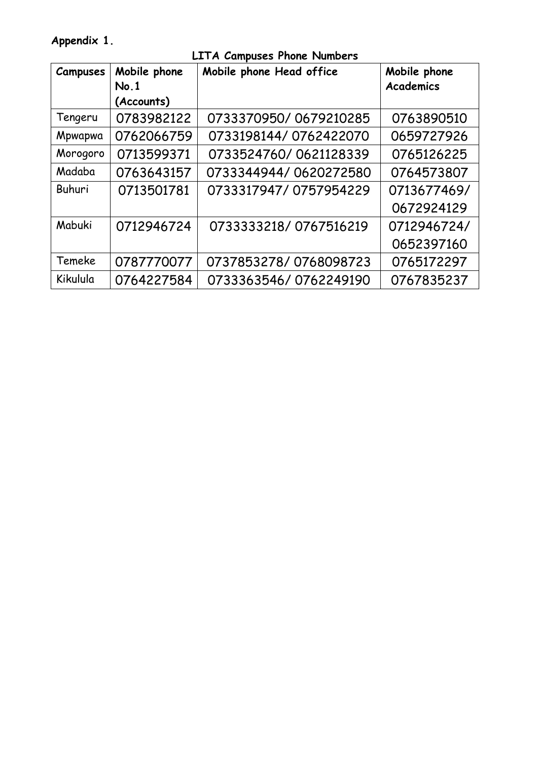**Appendix 1.**

**LITA Campuses Phone Numbers**

| Campuses | Mobile phone No.1 (Accounts) | Mobile phone Head office | Mobile phone Academics |
|---|---|---|---|
| Tengeru | 0783982122 | 0733370950/ 0679210285 | 0763890510 |
| Mpwapwa | 0762066759 | 0733198144/ 0762422070 | 0659727926 |
| Morogoro | 0713599371 | 0733524760/ 0621128339 | 0765126225 |
| Madaba | 0763643157 | 0733344944/ 0620272580 | 0764573807 |
| Buhuri | 0713501781 | 0733317947/ 0757954229 | 0713677469/ 0672924129 |
| Mabuki | 0712946724 | 0733333218/ 0767516219 | 0712946724/ 0652397160 |
| Temeke | 0787770077 | 0737853278/ 0768098723 | 0765172297 |
| Kikulula | 0764227584 | 0733363546/ 0762249190 | 0767835237 |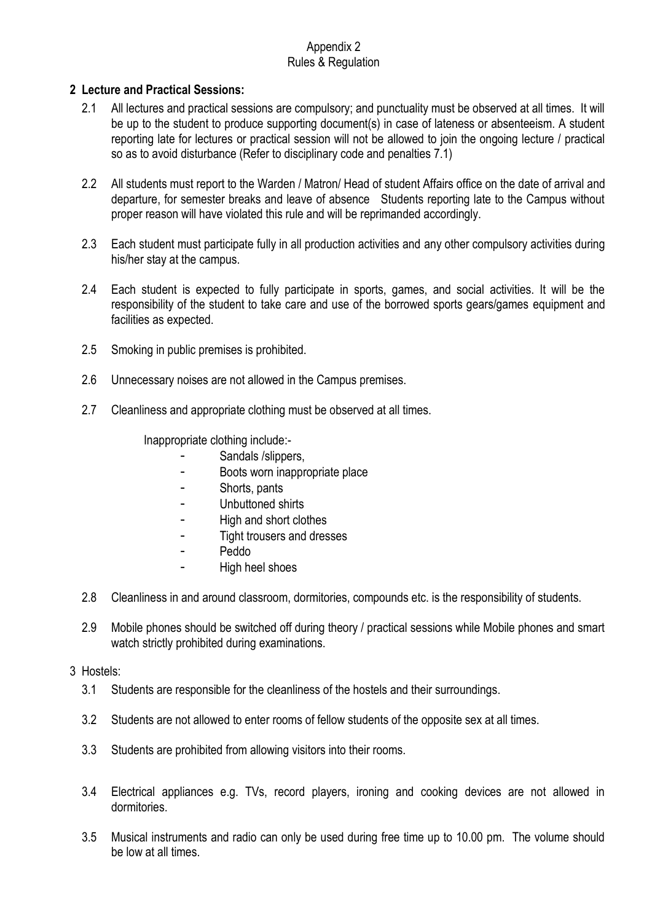Appendix 2
Rules & Regulation

## 2 Lecture and Practical Sessions:

2.1 All lectures and practical sessions are compulsory; and punctuality must be observed at all times. It will be up to the student to produce supporting document(s) in case of lateness or absenteeism. A student reporting late for lectures or practical session will not be allowed to join the ongoing lecture / practical so as to avoid disturbance (Refer to disciplinary code and penalties 7.1)

2.2 All students must report to the Warden / Matron/ Head of student Affairs office on the date of arrival and departure, for semester breaks and leave of absence Students reporting late to the Campus without proper reason will have violated this rule and will be reprimanded accordingly.

2.3 Each student must participate fully in all production activities and any other compulsory activities during his/her stay at the campus.

2.4 Each student is expected to fully participate in sports, games, and social activities. It will be the responsibility of the student to take care and use of the borrowed sports gears/games equipment and facilities as expected.

2.5 Smoking in public premises is prohibited.

2.6 Unnecessary noises are not allowed in the Campus premises.

2.7 Cleanliness and appropriate clothing must be observed at all times.

Inappropriate clothing include:-

- Sandals /slippers,
- Boots worn inappropriate place
- Shorts, pants
- Unbuttoned shirts
- High and short clothes
- Tight trousers and dresses
- Peddo
- High heel shoes

2.8 Cleanliness in and around classroom, dormitories, compounds etc. is the responsibility of students.

2.9 Mobile phones should be switched off during theory / practical sessions while Mobile phones and smart watch strictly prohibited during examinations.

## 3 Hostels:

3.1 Students are responsible for the cleanliness of the hostels and their surroundings.

3.2 Students are not allowed to enter rooms of fellow students of the opposite sex at all times.

3.3 Students are prohibited from allowing visitors into their rooms.

3.4 Electrical appliances e.g. TVs, record players, ironing and cooking devices are not allowed in dormitories.

3.5 Musical instruments and radio can only be used during free time up to 10.00 pm. The volume should be low at all times.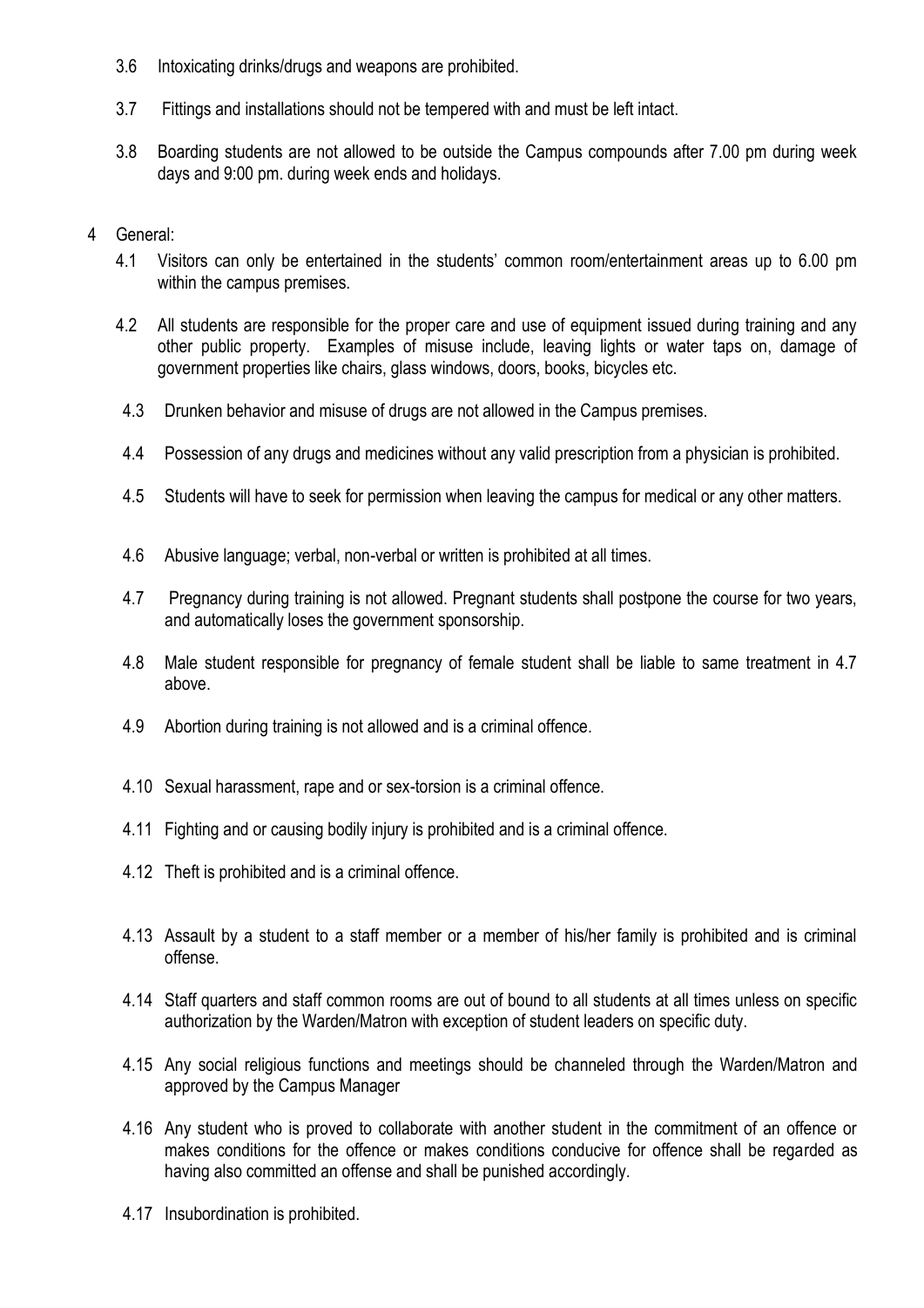3.6 Intoxicating drinks/drugs and weapons are prohibited.

3.7 Fittings and installations should not be tempered with and must be left intact.

3.8 Boarding students are not allowed to be outside the Campus compounds after 7.00 pm during week days and 9:00 pm. during week ends and holidays.

4 General:

4.1 Visitors can only be entertained in the students' common room/entertainment areas up to 6.00 pm within the campus premises.

4.2 All students are responsible for the proper care and use of equipment issued during training and any other public property. Examples of misuse include, leaving lights or water taps on, damage of government properties like chairs, glass windows, doors, books, bicycles etc.

4.3 Drunken behavior and misuse of drugs are not allowed in the Campus premises.

4.4 Possession of any drugs and medicines without any valid prescription from a physician is prohibited.

4.5 Students will have to seek for permission when leaving the campus for medical or any other matters.

4.6 Abusive language; verbal, non-verbal or written is prohibited at all times.

4.7 Pregnancy during training is not allowed. Pregnant students shall postpone the course for two years, and automatically loses the government sponsorship.

4.8 Male student responsible for pregnancy of female student shall be liable to same treatment in 4.7 above.

4.9 Abortion during training is not allowed and is a criminal offence.

4.10 Sexual harassment, rape and or sex-torsion is a criminal offence.

4.11 Fighting and or causing bodily injury is prohibited and is a criminal offence.

4.12 Theft is prohibited and is a criminal offence.

4.13 Assault by a student to a staff member or a member of his/her family is prohibited and is criminal offense.

4.14 Staff quarters and staff common rooms are out of bound to all students at all times unless on specific authorization by the Warden/Matron with exception of student leaders on specific duty.

4.15 Any social religious functions and meetings should be channeled through the Warden/Matron and approved by the Campus Manager

4.16 Any student who is proved to collaborate with another student in the commitment of an offence or makes conditions for the offence or makes conditions conducive for offence shall be regarded as having also committed an offense and shall be punished accordingly.

4.17 Insubordination is prohibited.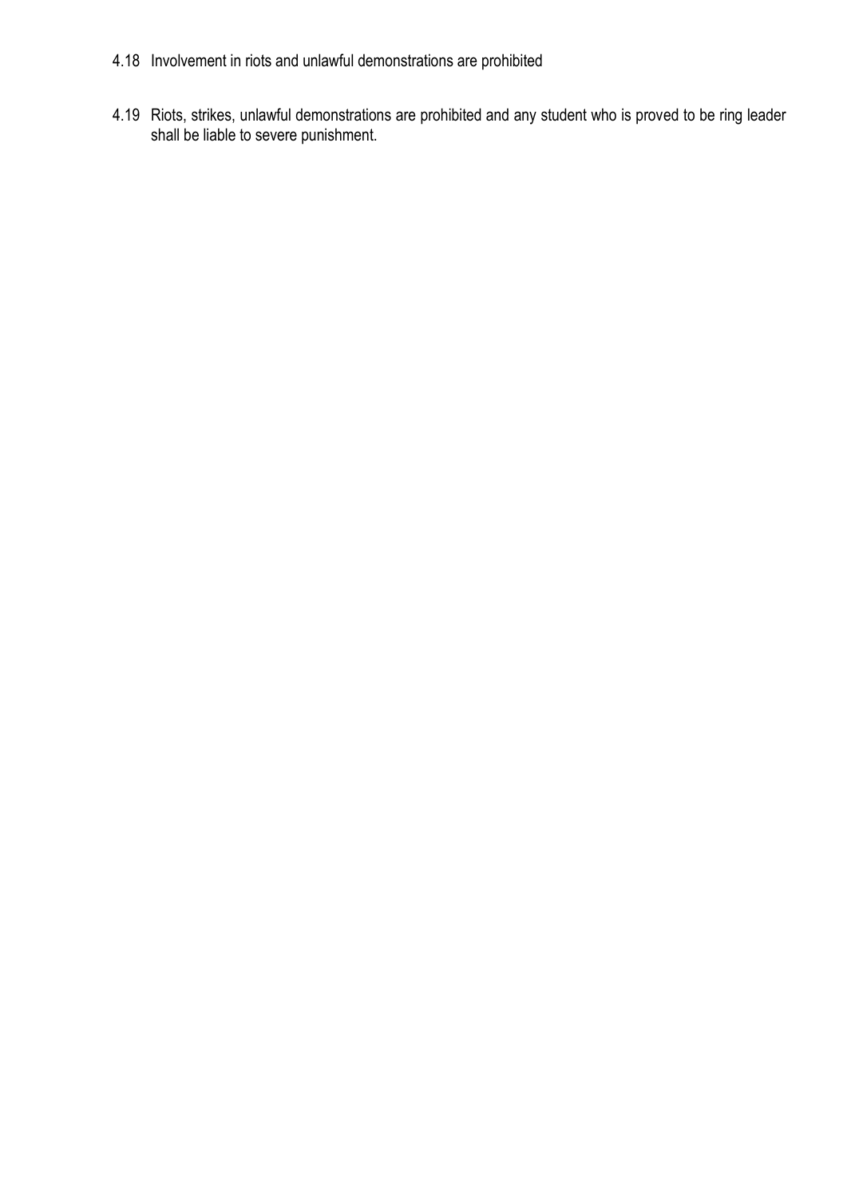4.18 Involvement in riots and unlawful demonstrations are prohibited

4.19 Riots, strikes, unlawful demonstrations are prohibited and any student who is proved to be ring leader shall be liable to severe punishment.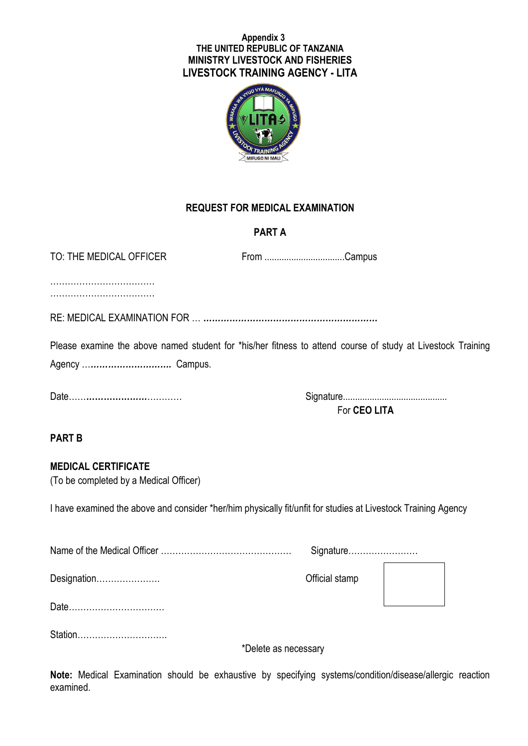**Appendix 3**
**THE UNITED REPUBLIC OF TANZANIA**
**MINISTRY LIVESTOCK AND FISHERIES**
**LIVESTOCK TRAINING AGENCY - LITA**

## REQUEST FOR MEDICAL EXAMINATION

### PART A

TO: THE MEDICAL OFFICER                From .................................Campus

………………………………
………………………………

RE: MEDICAL EXAMINATION FOR … ***……………………………………………………***

Please examine the above named student for *his/her fitness to attend course of study at Livestock Training Agency …***……………………….*** Campus.

Date……***………………***…………                Signature...........................................
For **CEO LITA**

### PART B

**MEDICAL CERTIFICATE**
(To be completed by a Medical Officer)

I have examined the above and consider *her/him physically fit/unfit for studies at Livestock Training Agency

Name of the Medical Officer ………………………………………    Signature……………………

Designation………………….    Official stamp

Date……………………………

Station………………………….

*Delete as necessary

**Note:** Medical Examination should be exhaustive by specifying systems/condition/disease/allergic reaction examined.